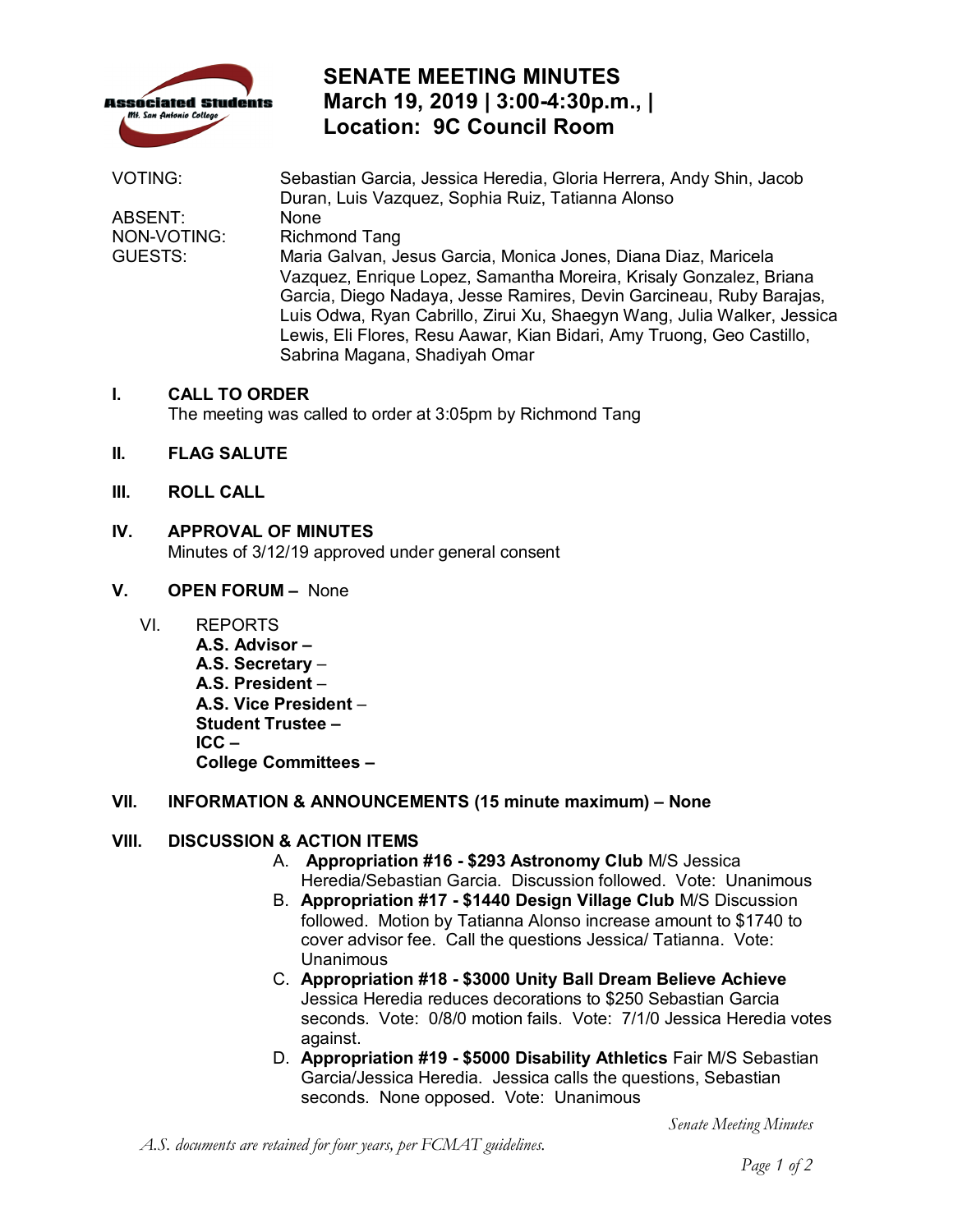# SENATE MEETING MINUTES

**March 19, 2019 | 3:00-4:30p.m., |**
**Location: 9C Council Room**

| | |
|---|---|
| VOTING: | Sebastian Garcia, Jessica Heredia, Gloria Herrera, Andy Shin, Jacob Duran, Luis Vazquez, Sophia Ruiz, Tatianna Alonso |
| ABSENT: | None |
| NON-VOTING: | Richmond Tang |
| GUESTS: | Maria Galvan, Jesus Garcia, Monica Jones, Diana Diaz, Maricela Vazquez, Enrique Lopez, Samantha Moreira, Krisaly Gonzalez, Briana Garcia, Diego Nadaya, Jesse Ramires, Devin Garcineau, Ruby Barajas, Luis Odwa, Ryan Cabrillo, Zirui Xu, Shaegyn Wang, Julia Walker, Jessica Lewis, Eli Flores, Resu Aawar, Kian Bidari, Amy Truong, Geo Castillo, Sabrina Magana, Shadiyah Omar |

## I. CALL TO ORDER

The meeting was called to order at 3:05pm by Richmond Tang

## II. FLAG SALUTE

## III. ROLL CALL

## IV. APPROVAL OF MINUTES

Minutes of 3/12/19 approved under general consent

## V. OPEN FORUM – None

## VI. REPORTS

**A.S. Advisor –**
**A.S. Secretary** –
**A.S. President** –
**A.S. Vice President** –
**Student Trustee –**
**ICC –**
**College Committees –**

## VII. INFORMATION & ANNOUNCEMENTS (15 minute maximum) – None

## VIII. DISCUSSION & ACTION ITEMS

A. **Appropriation #16 - $293 Astronomy Club** M/S Jessica Heredia/Sebastian Garcia. Discussion followed. Vote: Unanimous

B. **Appropriation #17 - $1440 Design Village Club** M/S Discussion followed. Motion by Tatianna Alonso increase amount to $1740 to cover advisor fee. Call the questions Jessica/ Tatianna. Vote: Unanimous

C. **Appropriation #18 - $3000 Unity Ball Dream Believe Achieve** Jessica Heredia reduces decorations to $250 Sebastian Garcia seconds. Vote: 0/8/0 motion fails. Vote: 7/1/0 Jessica Heredia votes against.

D. **Appropriation #19 - $5000 Disability Athletics** Fair M/S Sebastian Garcia/Jessica Heredia. Jessica calls the questions, Sebastian seconds. None opposed. Vote: Unanimous

*A.S. documents are retained for four years, per FCMAT guidelines.*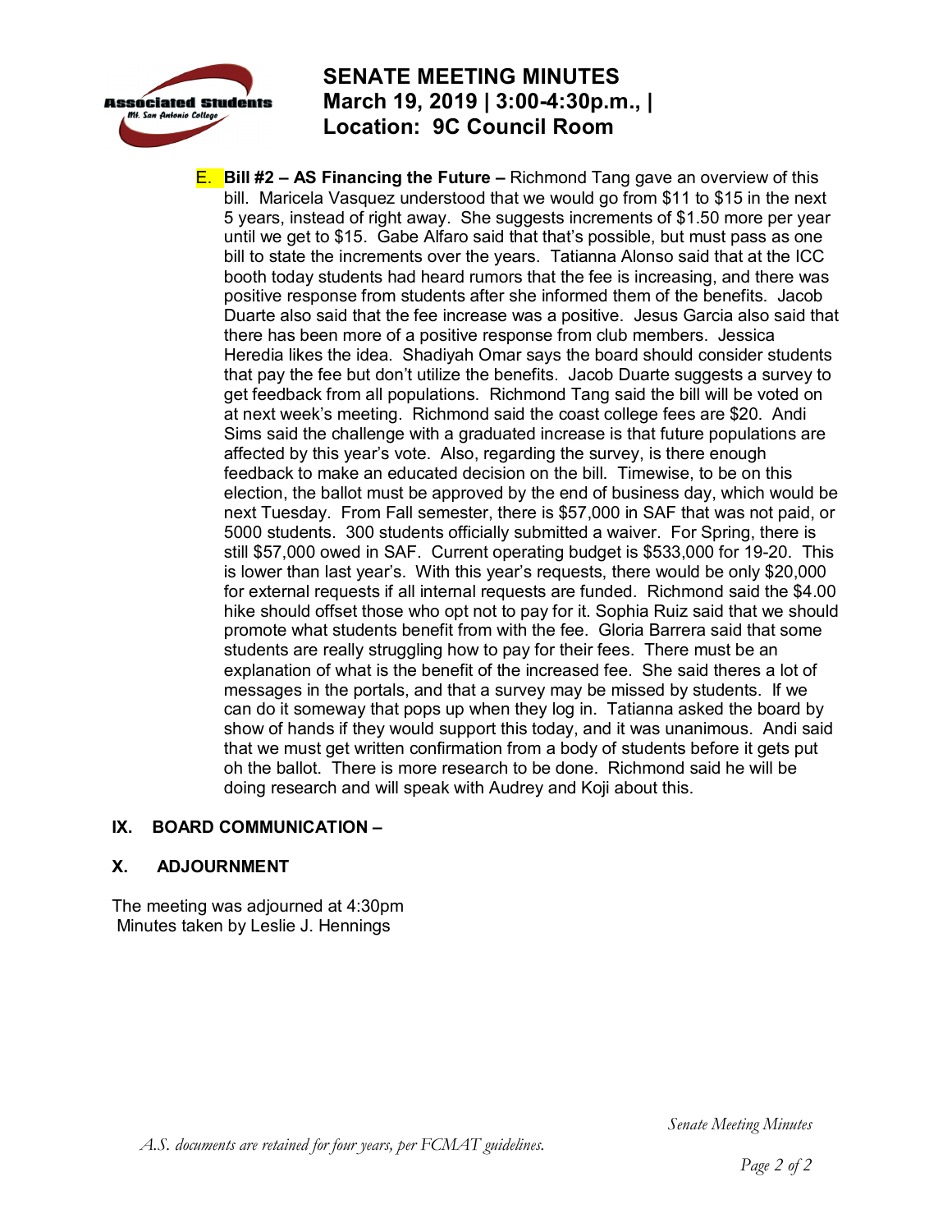E. **Bill #2 – AS Financing the Future –** Richmond Tang gave an overview of this bill. Maricela Vasquez understood that we would go from $11 to $15 in the next 5 years, instead of right away. She suggests increments of $1.50 more per year until we get to $15. Gabe Alfaro said that that's possible, but must pass as one bill to state the increments over the years. Tatianna Alonso said that at the ICC booth today students had heard rumors that the fee is increasing, and there was positive response from students after she informed them of the benefits. Jacob Duarte also said that the fee increase was a positive. Jesus Garcia also said that there has been more of a positive response from club members. Jessica Heredia likes the idea. Shadiyah Omar says the board should consider students that pay the fee but don't utilize the benefits. Jacob Duarte suggests a survey to get feedback from all populations. Richmond Tang said the bill will be voted on at next week's meeting. Richmond said the coast college fees are $20. Andi Sims said the challenge with a graduated increase is that future populations are affected by this year's vote. Also, regarding the survey, is there enough feedback to make an educated decision on the bill. Timewise, to be on this election, the ballot must be approved by the end of business day, which would be next Tuesday. From Fall semester, there is $57,000 in SAF that was not paid, or 5000 students. 300 students officially submitted a waiver. For Spring, there is still $57,000 owed in SAF. Current operating budget is $533,000 for 19-20. This is lower than last year's. With this year's requests, there would be only $20,000 for external requests if all internal requests are funded. Richmond said the $4.00 hike should offset those who opt not to pay for it. Sophia Ruiz said that we should promote what students benefit from with the fee. Gloria Barrera said that some students are really struggling how to pay for their fees. There must be an explanation of what is the benefit of the increased fee. She said theres a lot of messages in the portals, and that a survey may be missed by students. If we can do it someway that pops up when they log in. Tatianna asked the board by show of hands if they would support this today, and it was unanimous. Andi said that we must get written confirmation from a body of students before it gets put oh the ballot. There is more research to be done. Richmond said he will be doing research and will speak with Audrey and Koji about this.

## IX. BOARD COMMUNICATION –

## X. ADJOURNMENT

The meeting was adjourned at 4:30pm
Minutes taken by Leslie J. Hennings

*A.S. documents are retained for four years, per FCMAT guidelines.*